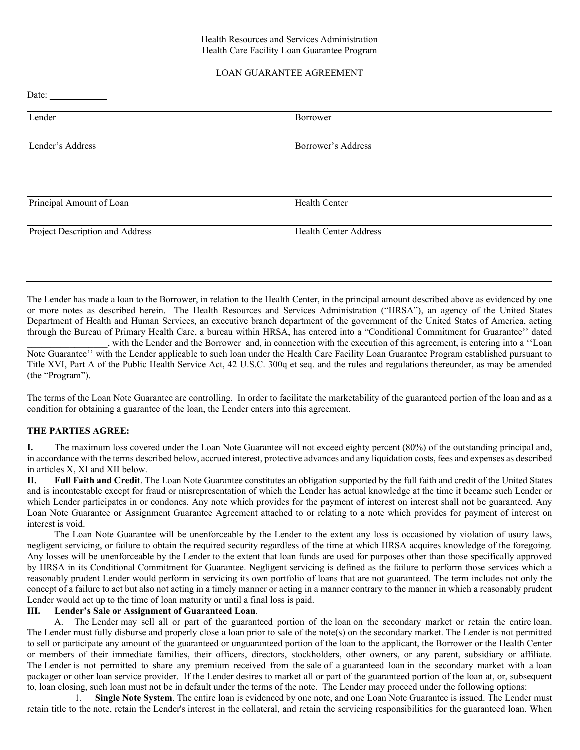Health Resources and Services Administration
Health Care Facility Loan Guarantee Program

LOAN GUARANTEE AGREEMENT

Date: ____________

| Lender | Borrower |
|---|---|
| Lender's Address | Borrower's Address |
| Principal Amount of Loan | Health Center |
| Project Description and Address | Health Center Address |

The Lender has made a loan to the Borrower, in relation to the Health Center, in the principal amount described above as evidenced by one or more notes as described herein. The Health Resources and Services Administration ("HRSA"), an agency of the United States Department of Health and Human Services, an executive branch department of the government of the United States of America, acting through the Bureau of Primary Health Care, a bureau within HRSA, has entered into a "Conditional Commitment for Guarantee'' dated ________________, with the Lender and the Borrower and, in connection with the execution of this agreement, is entering into a ''Loan Note Guarantee'' with the Lender applicable to such loan under the Health Care Facility Loan Guarantee Program established pursuant to Title XVI, Part A of the Public Health Service Act, 42 U.S.C. 300q et seq. and the rules and regulations thereunder, as may be amended (the "Program").

The terms of the Loan Note Guarantee are controlling. In order to facilitate the marketability of the guaranteed portion of the loan and as a condition for obtaining a guarantee of the loan, the Lender enters into this agreement.

**THE PARTIES AGREE:**

**I.** The maximum loss covered under the Loan Note Guarantee will not exceed eighty percent (80%) of the outstanding principal and, in accordance with the terms described below, accrued interest, protective advances and any liquidation costs, fees and expenses as described in articles X, XI and XII below.

**II. Full Faith and Credit**. The Loan Note Guarantee constitutes an obligation supported by the full faith and credit of the United States and is incontestable except for fraud or misrepresentation of which the Lender has actual knowledge at the time it became such Lender or which Lender participates in or condones. Any note which provides for the payment of interest on interest shall not be guaranteed. Any Loan Note Guarantee or Assignment Guarantee Agreement attached to or relating to a note which provides for payment of interest on interest is void.

The Loan Note Guarantee will be unenforceable by the Lender to the extent any loss is occasioned by violation of usury laws, negligent servicing, or failure to obtain the required security regardless of the time at which HRSA acquires knowledge of the foregoing. Any losses will be unenforceable by the Lender to the extent that loan funds are used for purposes other than those specifically approved by HRSA in its Conditional Commitment for Guarantee. Negligent servicing is defined as the failure to perform those services which a reasonably prudent Lender would perform in servicing its own portfolio of loans that are not guaranteed. The term includes not only the concept of a failure to act but also not acting in a timely manner or acting in a manner contrary to the manner in which a reasonably prudent Lender would act up to the time of loan maturity or until a final loss is paid.

**III. Lender's Sale or Assignment of Guaranteed Loan**.

A. The Lender may sell all or part of the guaranteed portion of the loan on the secondary market or retain the entire loan. The Lender must fully disburse and properly close a loan prior to sale of the note(s) on the secondary market. The Lender is not permitted to sell or participate any amount of the guaranteed or unguaranteed portion of the loan to the applicant, the Borrower or the Health Center or members of their immediate families, their officers, directors, stockholders, other owners, or any parent, subsidiary or affiliate. The Lender is not permitted to share any premium received from the sale of a guaranteed loan in the secondary market with a loan packager or other loan service provider. If the Lender desires to market all or part of the guaranteed portion of the loan at, or, subsequent to, loan closing, such loan must not be in default under the terms of the note. The Lender may proceed under the following options:

1. **Single Note System**. The entire loan is evidenced by one note, and one Loan Note Guarantee is issued. The Lender must retain title to the note, retain the Lender's interest in the collateral, and retain the servicing responsibilities for the guaranteed loan. When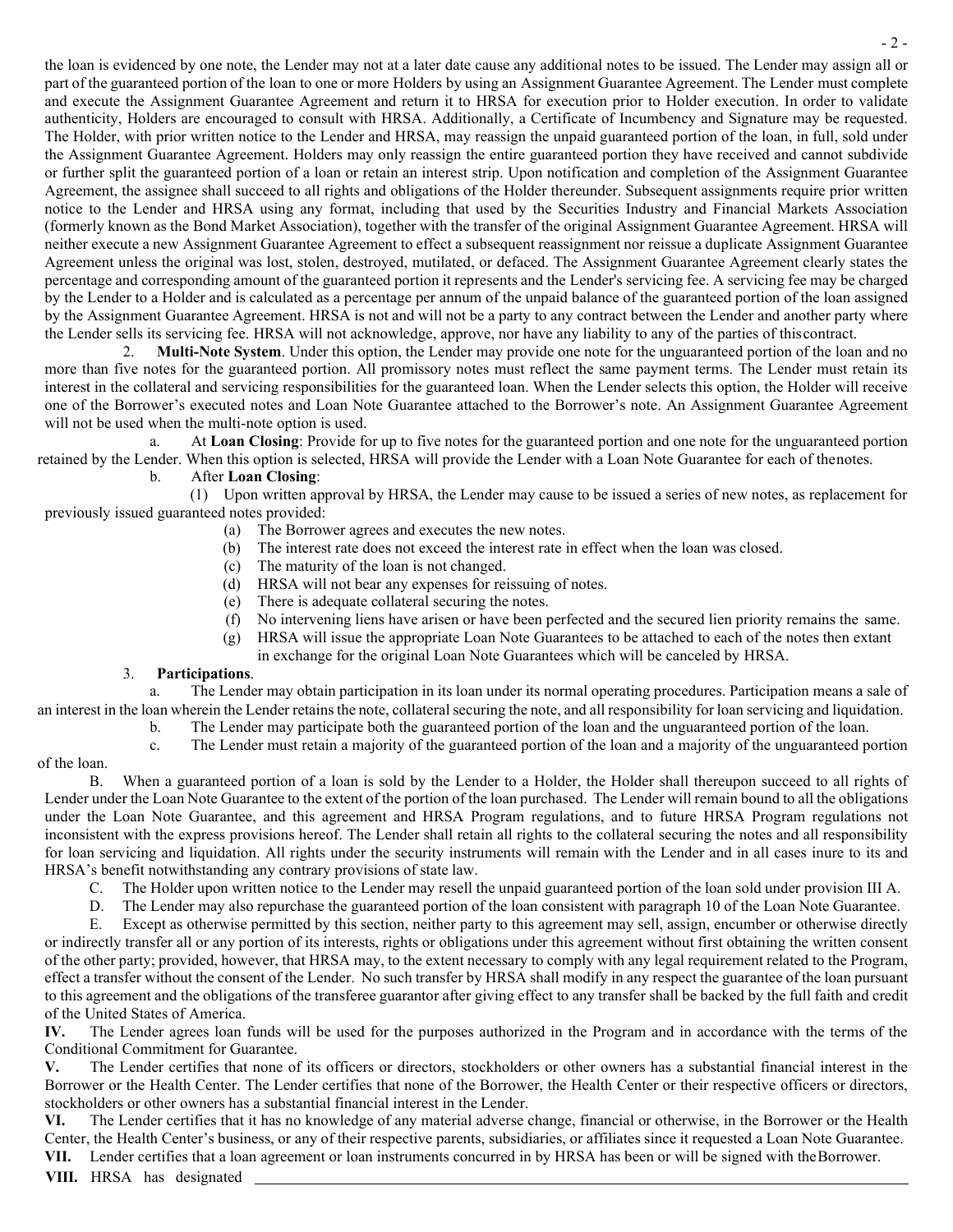the loan is evidenced by one note, the Lender may not at a later date cause any additional notes to be issued. The Lender may assign all or part of the guaranteed portion of the loan to one or more Holders by using an Assignment Guarantee Agreement. The Lender must complete and execute the Assignment Guarantee Agreement and return it to HRSA for execution prior to Holder execution. In order to validate authenticity, Holders are encouraged to consult with HRSA. Additionally, a Certificate of Incumbency and Signature may be requested. The Holder, with prior written notice to the Lender and HRSA, may reassign the unpaid guaranteed portion of the loan, in full, sold under the Assignment Guarantee Agreement. Holders may only reassign the entire guaranteed portion they have received and cannot subdivide or further split the guaranteed portion of a loan or retain an interest strip. Upon notification and completion of the Assignment Guarantee Agreement, the assignee shall succeed to all rights and obligations of the Holder thereunder. Subsequent assignments require prior written notice to the Lender and HRSA using any format, including that used by the Securities Industry and Financial Markets Association (formerly known as the Bond Market Association), together with the transfer of the original Assignment Guarantee Agreement. HRSA will neither execute a new Assignment Guarantee Agreement to effect a subsequent reassignment nor reissue a duplicate Assignment Guarantee Agreement unless the original was lost, stolen, destroyed, mutilated, or defaced. The Assignment Guarantee Agreement clearly states the percentage and corresponding amount of the guaranteed portion it represents and the Lender's servicing fee. A servicing fee may be charged by the Lender to a Holder and is calculated as a percentage per annum of the unpaid balance of the guaranteed portion of the loan assigned by the Assignment Guarantee Agreement. HRSA is not and will not be a party to any contract between the Lender and another party where the Lender sells its servicing fee. HRSA will not acknowledge, approve, nor have any liability to any of the parties of this contract.

2. **Multi-Note System**. Under this option, the Lender may provide one note for the unguaranteed portion of the loan and no more than five notes for the guaranteed portion. All promissory notes must reflect the same payment terms. The Lender must retain its interest in the collateral and servicing responsibilities for the guaranteed loan. When the Lender selects this option, the Holder will receive one of the Borrower's executed notes and Loan Note Guarantee attached to the Borrower's note. An Assignment Guarantee Agreement will not be used when the multi-note option is used.

a. At **Loan Closing**: Provide for up to five notes for the guaranteed portion and one note for the unguaranteed portion retained by the Lender. When this option is selected, HRSA will provide the Lender with a Loan Note Guarantee for each of the notes.

b. After **Loan Closing**:

(1) Upon written approval by HRSA, the Lender may cause to be issued a series of new notes, as replacement for previously issued guaranteed notes provided:

(a) The Borrower agrees and executes the new notes.

(b) The interest rate does not exceed the interest rate in effect when the loan was closed.

(c) The maturity of the loan is not changed.

(d) HRSA will not bear any expenses for reissuing of notes.

(e) There is adequate collateral securing the notes.

(f) No intervening liens have arisen or have been perfected and the secured lien priority remains the same.

(g) HRSA will issue the appropriate Loan Note Guarantees to be attached to each of the notes then extant in exchange for the original Loan Note Guarantees which will be canceled by HRSA.

3. **Participations**.

a. The Lender may obtain participation in its loan under its normal operating procedures. Participation means a sale of an interest in the loan wherein the Lender retains the note, collateral securing the note, and all responsibility for loan servicing and liquidation.

b. The Lender may participate both the guaranteed portion of the loan and the unguaranteed portion of the loan.

c. The Lender must retain a majority of the guaranteed portion of the loan and a majority of the unguaranteed portion of the loan.

B. When a guaranteed portion of a loan is sold by the Lender to a Holder, the Holder shall thereupon succeed to all rights of Lender under the Loan Note Guarantee to the extent of the portion of the loan purchased. The Lender will remain bound to all the obligations under the Loan Note Guarantee, and this agreement and HRSA Program regulations, and to future HRSA Program regulations not inconsistent with the express provisions hereof. The Lender shall retain all rights to the collateral securing the notes and all responsibility for loan servicing and liquidation. All rights under the security instruments will remain with the Lender and in all cases inure to its and HRSA's benefit notwithstanding any contrary provisions of state law.

C. The Holder upon written notice to the Lender may resell the unpaid guaranteed portion of the loan sold under provision III A.

D. The Lender may also repurchase the guaranteed portion of the loan consistent with paragraph 10 of the Loan Note Guarantee.

E. Except as otherwise permitted by this section, neither party to this agreement may sell, assign, encumber or otherwise directly or indirectly transfer all or any portion of its interests, rights or obligations under this agreement without first obtaining the written consent of the other party; provided, however, that HRSA may, to the extent necessary to comply with any legal requirement related to the Program, effect a transfer without the consent of the Lender. No such transfer by HRSA shall modify in any respect the guarantee of the loan pursuant to this agreement and the obligations of the transferee guarantor after giving effect to any transfer shall be backed by the full faith and credit of the United States of America.

**IV.** The Lender agrees loan funds will be used for the purposes authorized in the Program and in accordance with the terms of the Conditional Commitment for Guarantee.

**V.** The Lender certifies that none of its officers or directors, stockholders or other owners has a substantial financial interest in the Borrower or the Health Center. The Lender certifies that none of the Borrower, the Health Center or their respective officers or directors, stockholders or other owners has a substantial financial interest in the Lender.

**VI.** The Lender certifies that it has no knowledge of any material adverse change, financial or otherwise, in the Borrower or the Health Center, the Health Center's business, or any of their respective parents, subsidiaries, or affiliates since it requested a Loan Note Guarantee.

**VII.** Lender certifies that a loan agreement or loan instruments concurred in by HRSA has been or will be signed with the Borrower.

**VIII.** HRSA has designated \_\_\_\_\_\_\_\_\_\_\_\_\_\_\_\_\_\_\_\_\_\_\_\_\_\_\_\_\_\_\_\_\_\_\_\_\_\_\_\_\_\_\_\_\_\_\_\_\_\_\_\_\_\_\_\_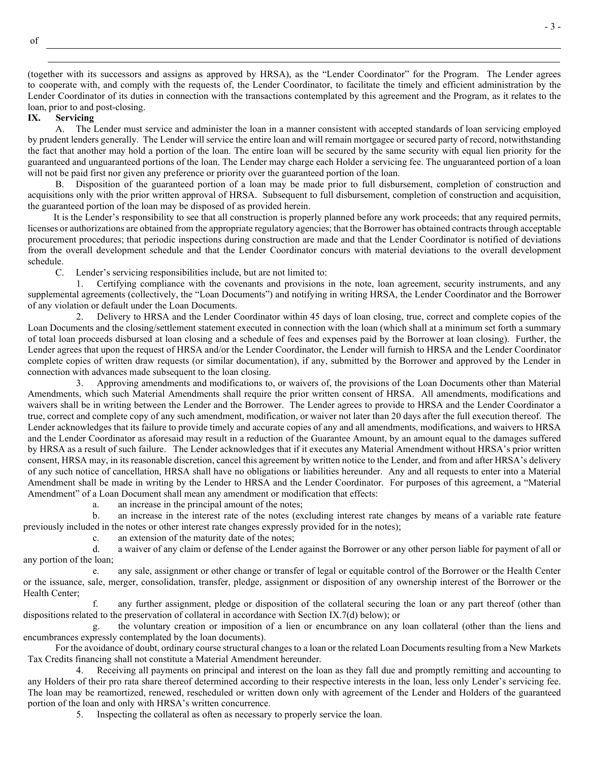of

(together with its successors and assigns as approved by HRSA), as the "Lender Coordinator" for the Program. The Lender agrees to cooperate with, and comply with the requests of, the Lender Coordinator, to facilitate the timely and efficient administration by the Lender Coordinator of its duties in connection with the transactions contemplated by this agreement and the Program, as it relates to the loan, prior to and post-closing.

**IX. Servicing**

A. The Lender must service and administer the loan in a manner consistent with accepted standards of loan servicing employed by prudent lenders generally. The Lender will service the entire loan and will remain mortgagee or secured party of record, notwithstanding the fact that another may hold a portion of the loan. The entire loan will be secured by the same security with equal lien priority for the guaranteed and unguaranteed portions of the loan. The Lender may charge each Holder a servicing fee. The unguaranteed portion of a loan will not be paid first nor given any preference or priority over the guaranteed portion of the loan.

B. Disposition of the guaranteed portion of a loan may be made prior to full disbursement, completion of construction and acquisitions only with the prior written approval of HRSA. Subsequent to full disbursement, completion of construction and acquisition, the guaranteed portion of the loan may be disposed of as provided herein.

It is the Lender's responsibility to see that all construction is properly planned before any work proceeds; that any required permits, licenses or authorizations are obtained from the appropriate regulatory agencies; that the Borrower has obtained contracts through acceptable procurement procedures; that periodic inspections during construction are made and that the Lender Coordinator is notified of deviations from the overall development schedule and that the Lender Coordinator concurs with material deviations to the overall development schedule.

C. Lender's servicing responsibilities include, but are not limited to:

1. Certifying compliance with the covenants and provisions in the note, loan agreement, security instruments, and any supplemental agreements (collectively, the "Loan Documents") and notifying in writing HRSA, the Lender Coordinator and the Borrower of any violation or default under the Loan Documents.

2. Delivery to HRSA and the Lender Coordinator within 45 days of loan closing, true, correct and complete copies of the Loan Documents and the closing/settlement statement executed in connection with the loan (which shall at a minimum set forth a summary of total loan proceeds disbursed at loan closing and a schedule of fees and expenses paid by the Borrower at loan closing). Further, the Lender agrees that upon the request of HRSA and/or the Lender Coordinator, the Lender will furnish to HRSA and the Lender Coordinator complete copies of written draw requests (or similar documentation), if any, submitted by the Borrower and approved by the Lender in connection with advances made subsequent to the loan closing.

3. Approving amendments and modifications to, or waivers of, the provisions of the Loan Documents other than Material Amendments, which such Material Amendments shall require the prior written consent of HRSA. All amendments, modifications and waivers shall be in writing between the Lender and the Borrower. The Lender agrees to provide to HRSA and the Lender Coordinator a true, correct and complete copy of any such amendment, modification, or waiver not later than 20 days after the full execution thereof. The Lender acknowledges that its failure to provide timely and accurate copies of any and all amendments, modifications, and waivers to HRSA and the Lender Coordinator as aforesaid may result in a reduction of the Guarantee Amount, by an amount equal to the damages suffered by HRSA as a result of such failure. The Lender acknowledges that if it executes any Material Amendment without HRSA's prior written consent, HRSA may, in its reasonable discretion, cancel this agreement by written notice to the Lender, and from and after HRSA's delivery of any such notice of cancellation, HRSA shall have no obligations or liabilities hereunder. Any and all requests to enter into a Material Amendment shall be made in writing by the Lender to HRSA and the Lender Coordinator. For purposes of this agreement, a "Material Amendment" of a Loan Document shall mean any amendment or modification that effects:

a. an increase in the principal amount of the notes;

b. an increase in the interest rate of the notes (excluding interest rate changes by means of a variable rate feature previously included in the notes or other interest rate changes expressly provided for in the notes);

c. an extension of the maturity date of the notes;

d. a waiver of any claim or defense of the Lender against the Borrower or any other person liable for payment of all or any portion of the loan;

e. any sale, assignment or other change or transfer of legal or equitable control of the Borrower or the Health Center or the issuance, sale, merger, consolidation, transfer, pledge, assignment or disposition of any ownership interest of the Borrower or the Health Center;

f. any further assignment, pledge or disposition of the collateral securing the loan or any part thereof (other than dispositions related to the preservation of collateral in accordance with Section IX.7(d) below); or

g. the voluntary creation or imposition of a lien or encumbrance on any loan collateral (other than the liens and encumbrances expressly contemplated by the loan documents).

For the avoidance of doubt, ordinary course structural changes to a loan or the related Loan Documents resulting from a New Markets Tax Credits financing shall not constitute a Material Amendment hereunder.

4. Receiving all payments on principal and interest on the loan as they fall due and promptly remitting and accounting to any Holders of their pro rata share thereof determined according to their respective interests in the loan, less only Lender's servicing fee. The loan may be reamortized, renewed, rescheduled or written down only with agreement of the Lender and Holders of the guaranteed portion of the loan and only with HRSA's written concurrence.

5. Inspecting the collateral as often as necessary to properly service the loan.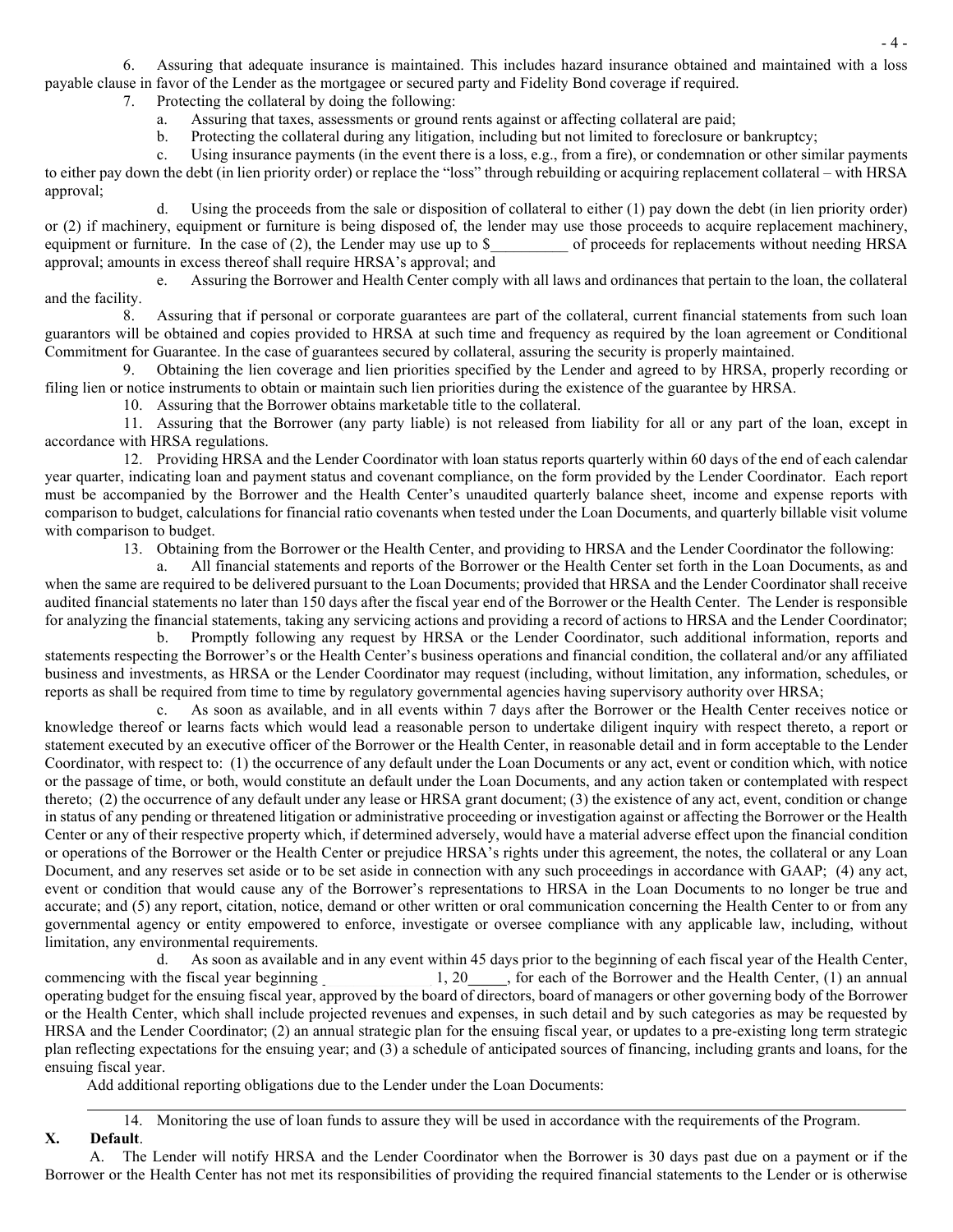6. Assuring that adequate insurance is maintained. This includes hazard insurance obtained and maintained with a loss payable clause in favor of the Lender as the mortgagee or secured party and Fidelity Bond coverage if required.

7. Protecting the collateral by doing the following:

a. Assuring that taxes, assessments or ground rents against or affecting collateral are paid;

b. Protecting the collateral during any litigation, including but not limited to foreclosure or bankruptcy;

c. Using insurance payments (in the event there is a loss, e.g., from a fire), or condemnation or other similar payments to either pay down the debt (in lien priority order) or replace the "loss" through rebuilding or acquiring replacement collateral – with HRSA approval;

d. Using the proceeds from the sale or disposition of collateral to either (1) pay down the debt (in lien priority order) or (2) if machinery, equipment or furniture is being disposed of, the lender may use those proceeds to acquire replacement machinery, equipment or furniture. In the case of (2), the Lender may use up to $__________ of proceeds for replacements without needing HRSA approval; amounts in excess thereof shall require HRSA's approval; and

e. Assuring the Borrower and Health Center comply with all laws and ordinances that pertain to the loan, the collateral and the facility.

8. Assuring that if personal or corporate guarantees are part of the collateral, current financial statements from such loan guarantors will be obtained and copies provided to HRSA at such time and frequency as required by the loan agreement or Conditional Commitment for Guarantee. In the case of guarantees secured by collateral, assuring the security is properly maintained.

9. Obtaining the lien coverage and lien priorities specified by the Lender and agreed to by HRSA, properly recording or filing lien or notice instruments to obtain or maintain such lien priorities during the existence of the guarantee by HRSA.

10. Assuring that the Borrower obtains marketable title to the collateral.

11. Assuring that the Borrower (any party liable) is not released from liability for all or any part of the loan, except in accordance with HRSA regulations.

12. Providing HRSA and the Lender Coordinator with loan status reports quarterly within 60 days of the end of each calendar year quarter, indicating loan and payment status and covenant compliance, on the form provided by the Lender Coordinator. Each report must be accompanied by the Borrower and the Health Center's unaudited quarterly balance sheet, income and expense reports with comparison to budget, calculations for financial ratio covenants when tested under the Loan Documents, and quarterly billable visit volume with comparison to budget.

13. Obtaining from the Borrower or the Health Center, and providing to HRSA and the Lender Coordinator the following:

a. All financial statements and reports of the Borrower or the Health Center set forth in the Loan Documents, as and when the same are required to be delivered pursuant to the Loan Documents; provided that HRSA and the Lender Coordinator shall receive audited financial statements no later than 150 days after the fiscal year end of the Borrower or the Health Center. The Lender is responsible for analyzing the financial statements, taking any servicing actions and providing a record of actions to HRSA and the Lender Coordinator;

b. Promptly following any request by HRSA or the Lender Coordinator, such additional information, reports and statements respecting the Borrower's or the Health Center's business operations and financial condition, the collateral and/or any affiliated business and investments, as HRSA or the Lender Coordinator may request (including, without limitation, any information, schedules, or reports as shall be required from time to time by regulatory governmental agencies having supervisory authority over HRSA;

c. As soon as available, and in all events within 7 days after the Borrower or the Health Center receives notice or knowledge thereof or learns facts which would lead a reasonable person to undertake diligent inquiry with respect thereto, a report or statement executed by an executive officer of the Borrower or the Health Center, in reasonable detail and in form acceptable to the Lender Coordinator, with respect to: (1) the occurrence of any default under the Loan Documents or any act, event or condition which, with notice or the passage of time, or both, would constitute an default under the Loan Documents, and any action taken or contemplated with respect thereto; (2) the occurrence of any default under any lease or HRSA grant document; (3) the existence of any act, event, condition or change in status of any pending or threatened litigation or administrative proceeding or investigation against or affecting the Borrower or the Health Center or any of their respective property which, if determined adversely, would have a material adverse effect upon the financial condition or operations of the Borrower or the Health Center or prejudice HRSA's rights under this agreement, the notes, the collateral or any Loan Document, and any reserves set aside or to be set aside in connection with any such proceedings in accordance with GAAP; (4) any act, event or condition that would cause any of the Borrower's representations to HRSA in the Loan Documents to no longer be true and accurate; and (5) any report, citation, notice, demand or other written or oral communication concerning the Health Center to or from any governmental agency or entity empowered to enforce, investigate or oversee compliance with any applicable law, including, without limitation, any environmental requirements.

d. As soon as available and in any event within 45 days prior to the beginning of each fiscal year of the Health Center, commencing with the fiscal year beginning ______________ 1, 20_____, for each of the Borrower and the Health Center, (1) an annual operating budget for the ensuing fiscal year, approved by the board of directors, board of managers or other governing body of the Borrower or the Health Center, which shall include projected revenues and expenses, in such detail and by such categories as may be requested by HRSA and the Lender Coordinator; (2) an annual strategic plan for the ensuing fiscal year, or updates to a pre-existing long term strategic plan reflecting expectations for the ensuing year; and (3) a schedule of anticipated sources of financing, including grants and loans, for the ensuing fiscal year.

Add additional reporting obligations due to the Lender under the Loan Documents:

_______________________________________________________________________________

14. Monitoring the use of loan funds to assure they will be used in accordance with the requirements of the Program.

**X. Default**.

A. The Lender will notify HRSA and the Lender Coordinator when the Borrower is 30 days past due on a payment or if the Borrower or the Health Center has not met its responsibilities of providing the required financial statements to the Lender or is otherwise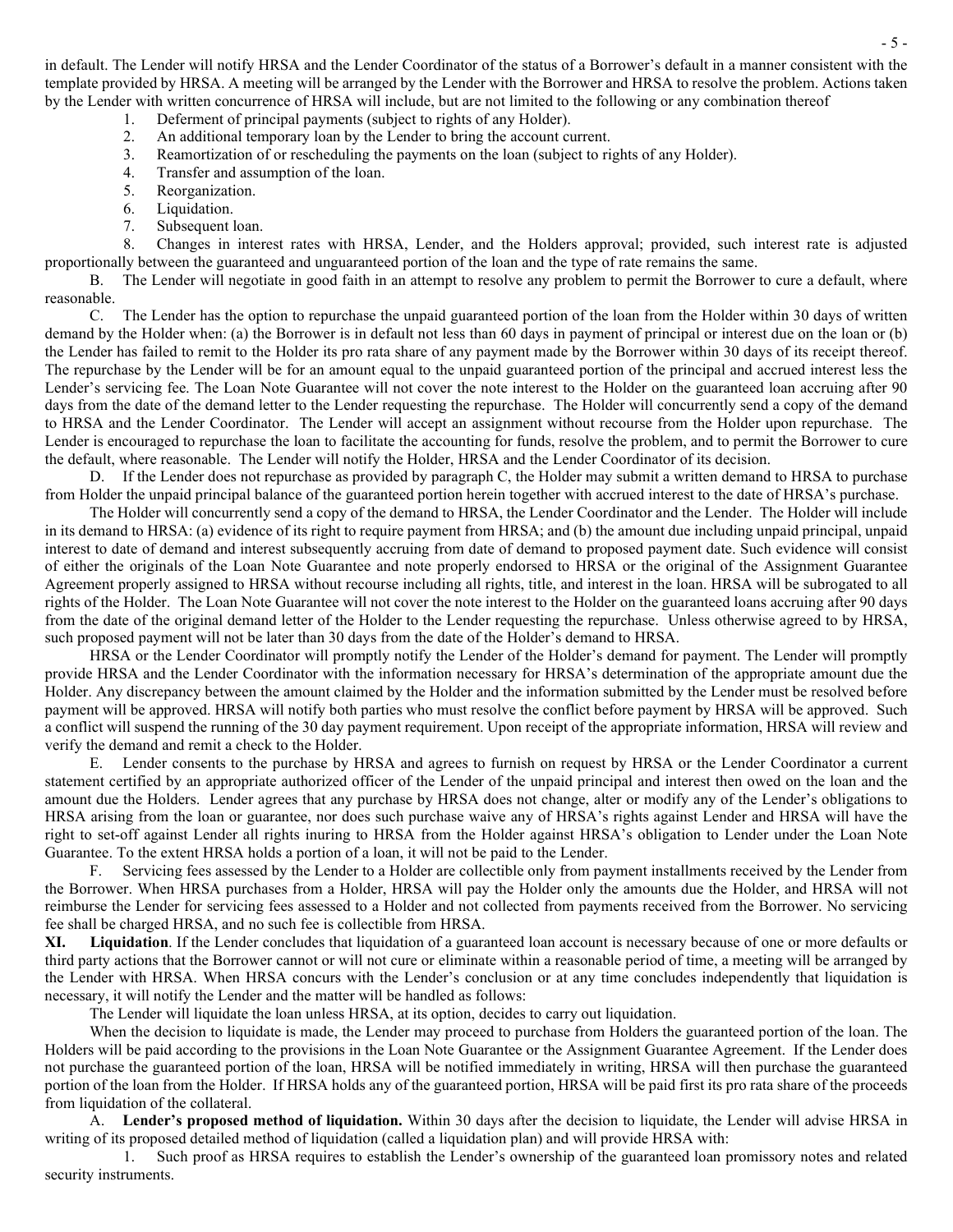in default. The Lender will notify HRSA and the Lender Coordinator of the status of a Borrower's default in a manner consistent with the template provided by HRSA. A meeting will be arranged by the Lender with the Borrower and HRSA to resolve the problem. Actions taken by the Lender with written concurrence of HRSA will include, but are not limited to the following or any combination thereof

1. Deferment of principal payments (subject to rights of any Holder).
2. An additional temporary loan by the Lender to bring the account current.
3. Reamortization of or rescheduling the payments on the loan (subject to rights of any Holder).
4. Transfer and assumption of the loan.
5. Reorganization.
6. Liquidation.
7. Subsequent loan.
8. Changes in interest rates with HRSA, Lender, and the Holders approval; provided, such interest rate is adjusted proportionally between the guaranteed and unguaranteed portion of the loan and the type of rate remains the same.

B. The Lender will negotiate in good faith in an attempt to resolve any problem to permit the Borrower to cure a default, where reasonable.

C. The Lender has the option to repurchase the unpaid guaranteed portion of the loan from the Holder within 30 days of written demand by the Holder when: (a) the Borrower is in default not less than 60 days in payment of principal or interest due on the loan or (b) the Lender has failed to remit to the Holder its pro rata share of any payment made by the Borrower within 30 days of its receipt thereof. The repurchase by the Lender will be for an amount equal to the unpaid guaranteed portion of the principal and accrued interest less the Lender's servicing fee. The Loan Note Guarantee will not cover the note interest to the Holder on the guaranteed loan accruing after 90 days from the date of the demand letter to the Lender requesting the repurchase. The Holder will concurrently send a copy of the demand to HRSA and the Lender Coordinator. The Lender will accept an assignment without recourse from the Holder upon repurchase. The Lender is encouraged to repurchase the loan to facilitate the accounting for funds, resolve the problem, and to permit the Borrower to cure the default, where reasonable. The Lender will notify the Holder, HRSA and the Lender Coordinator of its decision.

D. If the Lender does not repurchase as provided by paragraph C, the Holder may submit a written demand to HRSA to purchase from Holder the unpaid principal balance of the guaranteed portion herein together with accrued interest to the date of HRSA's purchase.

The Holder will concurrently send a copy of the demand to HRSA, the Lender Coordinator and the Lender. The Holder will include in its demand to HRSA: (a) evidence of its right to require payment from HRSA; and (b) the amount due including unpaid principal, unpaid interest to date of demand and interest subsequently accruing from date of demand to proposed payment date. Such evidence will consist of either the originals of the Loan Note Guarantee and note properly endorsed to HRSA or the original of the Assignment Guarantee Agreement properly assigned to HRSA without recourse including all rights, title, and interest in the loan. HRSA will be subrogated to all rights of the Holder. The Loan Note Guarantee will not cover the note interest to the Holder on the guaranteed loans accruing after 90 days from the date of the original demand letter of the Holder to the Lender requesting the repurchase. Unless otherwise agreed to by HRSA, such proposed payment will not be later than 30 days from the date of the Holder's demand to HRSA.

HRSA or the Lender Coordinator will promptly notify the Lender of the Holder's demand for payment. The Lender will promptly provide HRSA and the Lender Coordinator with the information necessary for HRSA's determination of the appropriate amount due the Holder. Any discrepancy between the amount claimed by the Holder and the information submitted by the Lender must be resolved before payment will be approved. HRSA will notify both parties who must resolve the conflict before payment by HRSA will be approved. Such a conflict will suspend the running of the 30 day payment requirement. Upon receipt of the appropriate information, HRSA will review and verify the demand and remit a check to the Holder.

E. Lender consents to the purchase by HRSA and agrees to furnish on request by HRSA or the Lender Coordinator a current statement certified by an appropriate authorized officer of the Lender of the unpaid principal and interest then owed on the loan and the amount due the Holders. Lender agrees that any purchase by HRSA does not change, alter or modify any of the Lender's obligations to HRSA arising from the loan or guarantee, nor does such purchase waive any of HRSA's rights against Lender and HRSA will have the right to set-off against Lender all rights inuring to HRSA from the Holder against HRSA's obligation to Lender under the Loan Note Guarantee. To the extent HRSA holds a portion of a loan, it will not be paid to the Lender.

F. Servicing fees assessed by the Lender to a Holder are collectible only from payment installments received by the Lender from the Borrower. When HRSA purchases from a Holder, HRSA will pay the Holder only the amounts due the Holder, and HRSA will not reimburse the Lender for servicing fees assessed to a Holder and not collected from payments received from the Borrower. No servicing fee shall be charged HRSA, and no such fee is collectible from HRSA.

**XI. Liquidation**. If the Lender concludes that liquidation of a guaranteed loan account is necessary because of one or more defaults or third party actions that the Borrower cannot or will not cure or eliminate within a reasonable period of time, a meeting will be arranged by the Lender with HRSA. When HRSA concurs with the Lender's conclusion or at any time concludes independently that liquidation is necessary, it will notify the Lender and the matter will be handled as follows:

The Lender will liquidate the loan unless HRSA, at its option, decides to carry out liquidation.

When the decision to liquidate is made, the Lender may proceed to purchase from Holders the guaranteed portion of the loan. The Holders will be paid according to the provisions in the Loan Note Guarantee or the Assignment Guarantee Agreement. If the Lender does not purchase the guaranteed portion of the loan, HRSA will be notified immediately in writing, HRSA will then purchase the guaranteed portion of the loan from the Holder. If HRSA holds any of the guaranteed portion, HRSA will be paid first its pro rata share of the proceeds from liquidation of the collateral.

A. **Lender's proposed method of liquidation.** Within 30 days after the decision to liquidate, the Lender will advise HRSA in writing of its proposed detailed method of liquidation (called a liquidation plan) and will provide HRSA with:

1. Such proof as HRSA requires to establish the Lender's ownership of the guaranteed loan promissory notes and related security instruments.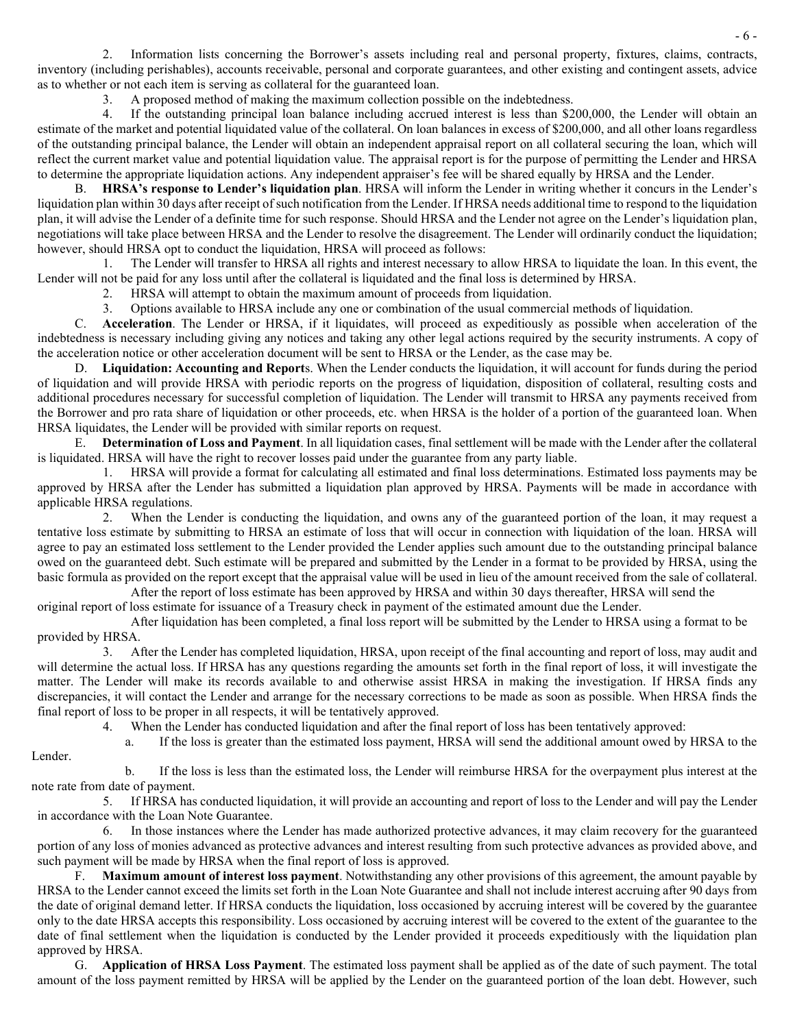2. Information lists concerning the Borrower's assets including real and personal property, fixtures, claims, contracts, inventory (including perishables), accounts receivable, personal and corporate guarantees, and other existing and contingent assets, advice as to whether or not each item is serving as collateral for the guaranteed loan.

3. A proposed method of making the maximum collection possible on the indebtedness.

4. If the outstanding principal loan balance including accrued interest is less than $200,000, the Lender will obtain an estimate of the market and potential liquidated value of the collateral. On loan balances in excess of $200,000, and all other loans regardless of the outstanding principal balance, the Lender will obtain an independent appraisal report on all collateral securing the loan, which will reflect the current market value and potential liquidation value. The appraisal report is for the purpose of permitting the Lender and HRSA to determine the appropriate liquidation actions. Any independent appraiser's fee will be shared equally by HRSA and the Lender.

B. **HRSA's response to Lender's liquidation plan**. HRSA will inform the Lender in writing whether it concurs in the Lender's liquidation plan within 30 days after receipt of such notification from the Lender. If HRSA needs additional time to respond to the liquidation plan, it will advise the Lender of a definite time for such response. Should HRSA and the Lender not agree on the Lender's liquidation plan, negotiations will take place between HRSA and the Lender to resolve the disagreement. The Lender will ordinarily conduct the liquidation; however, should HRSA opt to conduct the liquidation, HRSA will proceed as follows:

1. The Lender will transfer to HRSA all rights and interest necessary to allow HRSA to liquidate the loan. In this event, the Lender will not be paid for any loss until after the collateral is liquidated and the final loss is determined by HRSA.

2. HRSA will attempt to obtain the maximum amount of proceeds from liquidation.

3. Options available to HRSA include any one or combination of the usual commercial methods of liquidation.

C. **Acceleration**. The Lender or HRSA, if it liquidates, will proceed as expeditiously as possible when acceleration of the indebtedness is necessary including giving any notices and taking any other legal actions required by the security instruments. A copy of the acceleration notice or other acceleration document will be sent to HRSA or the Lender, as the case may be.

D. **Liquidation: Accounting and Reports**. When the Lender conducts the liquidation, it will account for funds during the period of liquidation and will provide HRSA with periodic reports on the progress of liquidation, disposition of collateral, resulting costs and additional procedures necessary for successful completion of liquidation. The Lender will transmit to HRSA any payments received from the Borrower and pro rata share of liquidation or other proceeds, etc. when HRSA is the holder of a portion of the guaranteed loan. When HRSA liquidates, the Lender will be provided with similar reports on request.

E. **Determination of Loss and Payment**. In all liquidation cases, final settlement will be made with the Lender after the collateral is liquidated. HRSA will have the right to recover losses paid under the guarantee from any party liable.

1. HRSA will provide a format for calculating all estimated and final loss determinations. Estimated loss payments may be approved by HRSA after the Lender has submitted a liquidation plan approved by HRSA. Payments will be made in accordance with applicable HRSA regulations.

2. When the Lender is conducting the liquidation, and owns any of the guaranteed portion of the loan, it may request a tentative loss estimate by submitting to HRSA an estimate of loss that will occur in connection with liquidation of the loan. HRSA will agree to pay an estimated loss settlement to the Lender provided the Lender applies such amount due to the outstanding principal balance owed on the guaranteed debt. Such estimate will be prepared and submitted by the Lender in a format to be provided by HRSA, using the basic formula as provided on the report except that the appraisal value will be used in lieu of the amount received from the sale of collateral.

After the report of loss estimate has been approved by HRSA and within 30 days thereafter, HRSA will send the original report of loss estimate for issuance of a Treasury check in payment of the estimated amount due the Lender.

After liquidation has been completed, a final loss report will be submitted by the Lender to HRSA using a format to be provided by HRSA.

3. After the Lender has completed liquidation, HRSA, upon receipt of the final accounting and report of loss, may audit and will determine the actual loss. If HRSA has any questions regarding the amounts set forth in the final report of loss, it will investigate the matter. The Lender will make its records available to and otherwise assist HRSA in making the investigation. If HRSA finds any discrepancies, it will contact the Lender and arrange for the necessary corrections to be made as soon as possible. When HRSA finds the final report of loss to be proper in all respects, it will be tentatively approved.

4. When the Lender has conducted liquidation and after the final report of loss has been tentatively approved:

a. If the loss is greater than the estimated loss payment, HRSA will send the additional amount owed by HRSA to the Lender.

b. If the loss is less than the estimated loss, the Lender will reimburse HRSA for the overpayment plus interest at the note rate from date of payment.

5. If HRSA has conducted liquidation, it will provide an accounting and report of loss to the Lender and will pay the Lender in accordance with the Loan Note Guarantee.

6. In those instances where the Lender has made authorized protective advances, it may claim recovery for the guaranteed portion of any loss of monies advanced as protective advances and interest resulting from such protective advances as provided above, and such payment will be made by HRSA when the final report of loss is approved.

F. **Maximum amount of interest loss payment**. Notwithstanding any other provisions of this agreement, the amount payable by HRSA to the Lender cannot exceed the limits set forth in the Loan Note Guarantee and shall not include interest accruing after 90 days from the date of original demand letter. If HRSA conducts the liquidation, loss occasioned by accruing interest will be covered by the guarantee only to the date HRSA accepts this responsibility. Loss occasioned by accruing interest will be covered to the extent of the guarantee to the date of final settlement when the liquidation is conducted by the Lender provided it proceeds expeditiously with the liquidation plan approved by HRSA.

G. **Application of HRSA Loss Payment**. The estimated loss payment shall be applied as of the date of such payment. The total amount of the loss payment remitted by HRSA will be applied by the Lender on the guaranteed portion of the loan debt. However, such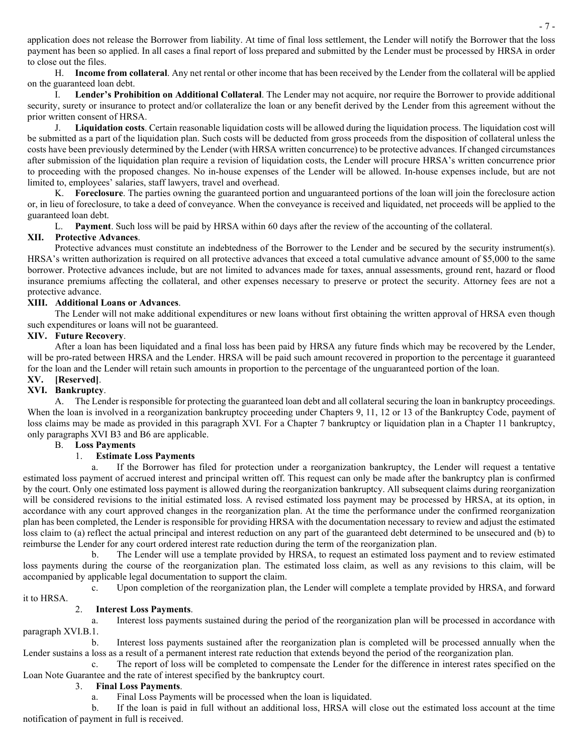application does not release the Borrower from liability. At time of final loss settlement, the Lender will notify the Borrower that the loss payment has been so applied. In all cases a final report of loss prepared and submitted by the Lender must be processed by HRSA in order to close out the files.

H. **Income from collateral**. Any net rental or other income that has been received by the Lender from the collateral will be applied on the guaranteed loan debt.

I. **Lender's Prohibition on Additional Collateral**. The Lender may not acquire, nor require the Borrower to provide additional security, surety or insurance to protect and/or collateralize the loan or any benefit derived by the Lender from this agreement without the prior written consent of HRSA.

J. **Liquidation costs**. Certain reasonable liquidation costs will be allowed during the liquidation process. The liquidation cost will be submitted as a part of the liquidation plan. Such costs will be deducted from gross proceeds from the disposition of collateral unless the costs have been previously determined by the Lender (with HRSA written concurrence) to be protective advances. If changed circumstances after submission of the liquidation plan require a revision of liquidation costs, the Lender will procure HRSA's written concurrence prior to proceeding with the proposed changes. No in-house expenses of the Lender will be allowed. In-house expenses include, but are not limited to, employees' salaries, staff lawyers, travel and overhead.

K. **Foreclosure**. The parties owning the guaranteed portion and unguaranteed portions of the loan will join the foreclosure action or, in lieu of foreclosure, to take a deed of conveyance. When the conveyance is received and liquidated, net proceeds will be applied to the guaranteed loan debt.

L. **Payment**. Such loss will be paid by HRSA within 60 days after the review of the accounting of the collateral.

## XII. Protective Advances.

Protective advances must constitute an indebtedness of the Borrower to the Lender and be secured by the security instrument(s). HRSA's written authorization is required on all protective advances that exceed a total cumulative advance amount of $5,000 to the same borrower. Protective advances include, but are not limited to advances made for taxes, annual assessments, ground rent, hazard or flood insurance premiums affecting the collateral, and other expenses necessary to preserve or protect the security. Attorney fees are not a protective advance.

## XIII. Additional Loans or Advances.

The Lender will not make additional expenditures or new loans without first obtaining the written approval of HRSA even though such expenditures or loans will not be guaranteed.

## XIV. Future Recovery.

After a loan has been liquidated and a final loss has been paid by HRSA any future finds which may be recovered by the Lender, will be pro-rated between HRSA and the Lender. HRSA will be paid such amount recovered in proportion to the percentage it guaranteed for the loan and the Lender will retain such amounts in proportion to the percentage of the unguaranteed portion of the loan.

## XV. [Reserved].

## XVI. Bankruptcy.

A. The Lender is responsible for protecting the guaranteed loan debt and all collateral securing the loan in bankruptcy proceedings. When the loan is involved in a reorganization bankruptcy proceeding under Chapters 9, 11, 12 or 13 of the Bankruptcy Code, payment of loss claims may be made as provided in this paragraph XVI. For a Chapter 7 bankruptcy or liquidation plan in a Chapter 11 bankruptcy, only paragraphs XVI B3 and B6 are applicable.

B. **Loss Payments**

1. **Estimate Loss Payments**

a. If the Borrower has filed for protection under a reorganization bankruptcy, the Lender will request a tentative estimated loss payment of accrued interest and principal written off. This request can only be made after the bankruptcy plan is confirmed by the court. Only one estimated loss payment is allowed during the reorganization bankruptcy. All subsequent claims during reorganization will be considered revisions to the initial estimated loss. A revised estimated loss payment may be processed by HRSA, at its option, in accordance with any court approved changes in the reorganization plan. At the time the performance under the confirmed reorganization plan has been completed, the Lender is responsible for providing HRSA with the documentation necessary to review and adjust the estimated loss claim to (a) reflect the actual principal and interest reduction on any part of the guaranteed debt determined to be unsecured and (b) to reimburse the Lender for any court ordered interest rate reduction during the term of the reorganization plan.

b. The Lender will use a template provided by HRSA, to request an estimated loss payment and to review estimated loss payments during the course of the reorganization plan. The estimated loss claim, as well as any revisions to this claim, will be accompanied by applicable legal documentation to support the claim.

c. Upon completion of the reorganization plan, the Lender will complete a template provided by HRSA, and forward it to HRSA.

2. **Interest Loss Payments**.

a. Interest loss payments sustained during the period of the reorganization plan will be processed in accordance with paragraph XVI.B.1.

b. Interest loss payments sustained after the reorganization plan is completed will be processed annually when the Lender sustains a loss as a result of a permanent interest rate reduction that extends beyond the period of the reorganization plan.

c. The report of loss will be completed to compensate the Lender for the difference in interest rates specified on the Loan Note Guarantee and the rate of interest specified by the bankruptcy court.

3. **Final Loss Payments**.

a. Final Loss Payments will be processed when the loan is liquidated.

b. If the loan is paid in full without an additional loss, HRSA will close out the estimated loss account at the time notification of payment in full is received.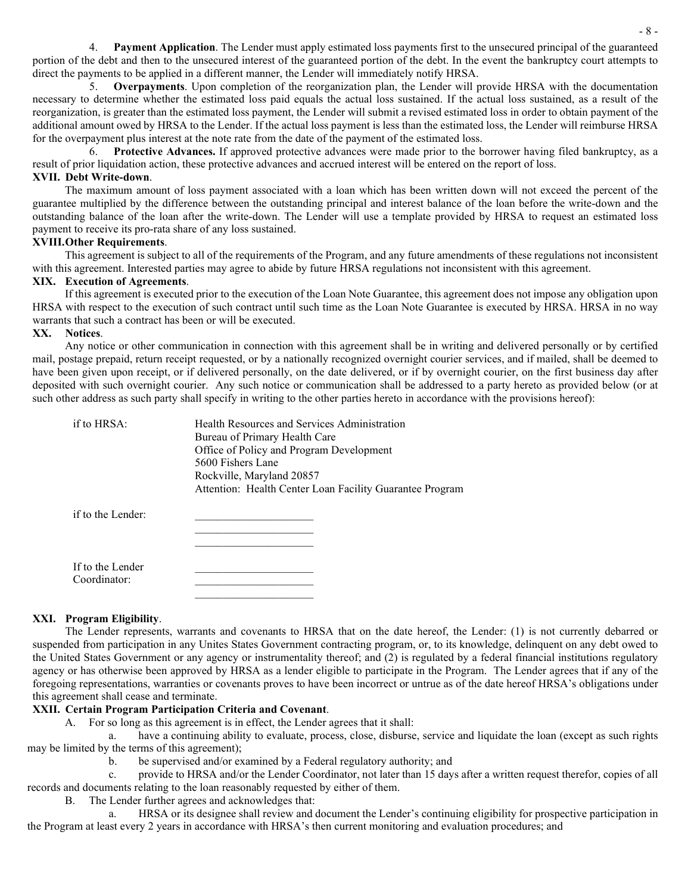4. **Payment Application**. The Lender must apply estimated loss payments first to the unsecured principal of the guaranteed portion of the debt and then to the unsecured interest of the guaranteed portion of the debt. In the event the bankruptcy court attempts to direct the payments to be applied in a different manner, the Lender will immediately notify HRSA.

5. **Overpayments**. Upon completion of the reorganization plan, the Lender will provide HRSA with the documentation necessary to determine whether the estimated loss paid equals the actual loss sustained. If the actual loss sustained, as a result of the reorganization, is greater than the estimated loss payment, the Lender will submit a revised estimated loss in order to obtain payment of the additional amount owed by HRSA to the Lender. If the actual loss payment is less than the estimated loss, the Lender will reimburse HRSA for the overpayment plus interest at the note rate from the date of the payment of the estimated loss.

6. **Protective Advances.** If approved protective advances were made prior to the borrower having filed bankruptcy, as a result of prior liquidation action, these protective advances and accrued interest will be entered on the report of loss.

**XVII. Debt Write-down**.

The maximum amount of loss payment associated with a loan which has been written down will not exceed the percent of the guarantee multiplied by the difference between the outstanding principal and interest balance of the loan before the write-down and the outstanding balance of the loan after the write-down. The Lender will use a template provided by HRSA to request an estimated loss payment to receive its pro-rata share of any loss sustained.

**XVIII. Other Requirements**.

This agreement is subject to all of the requirements of the Program, and any future amendments of these regulations not inconsistent with this agreement. Interested parties may agree to abide by future HRSA regulations not inconsistent with this agreement.

**XIX. Execution of Agreements**.

If this agreement is executed prior to the execution of the Loan Note Guarantee, this agreement does not impose any obligation upon HRSA with respect to the execution of such contract until such time as the Loan Note Guarantee is executed by HRSA. HRSA in no way warrants that such a contract has been or will be executed.

**XX. Notices**.

Any notice or other communication in connection with this agreement shall be in writing and delivered personally or by certified mail, postage prepaid, return receipt requested, or by a nationally recognized overnight courier services, and if mailed, shall be deemed to have been given upon receipt, or if delivered personally, on the date delivered, or if by overnight courier, on the first business day after deposited with such overnight courier. Any such notice or communication shall be addressed to a party hereto as provided below (or at such other address as such party shall specify in writing to the other parties hereto in accordance with the provisions hereof):

if to HRSA:
Health Resources and Services Administration
Bureau of Primary Health Care
Office of Policy and Program Development
5600 Fishers Lane
Rockville, Maryland 20857
Attention: Health Center Loan Facility Guarantee Program

if to the Lender: \_\_\_\_\_\_\_\_\_\_\_\_\_\_\_\_\_\_\_\_
\_\_\_\_\_\_\_\_\_\_\_\_\_\_\_\_\_\_\_\_
\_\_\_\_\_\_\_\_\_\_\_\_\_\_\_\_\_\_\_\_

If to the Lender Coordinator: \_\_\_\_\_\_\_\_\_\_\_\_\_\_\_\_\_\_\_\_
\_\_\_\_\_\_\_\_\_\_\_\_\_\_\_\_\_\_\_\_
\_\_\_\_\_\_\_\_\_\_\_\_\_\_\_\_\_\_\_\_

**XXI. Program Eligibility**.

The Lender represents, warrants and covenants to HRSA that on the date hereof, the Lender: (1) is not currently debarred or suspended from participation in any Unites States Government contracting program, or, to its knowledge, delinquent on any debt owed to the United States Government or any agency or instrumentality thereof; and (2) is regulated by a federal financial institutions regulatory agency or has otherwise been approved by HRSA as a lender eligible to participate in the Program. The Lender agrees that if any of the foregoing representations, warranties or covenants proves to have been incorrect or untrue as of the date hereof HRSA's obligations under this agreement shall cease and terminate.

**XXII. Certain Program Participation Criteria and Covenant**.

A. For so long as this agreement is in effect, the Lender agrees that it shall:

a. have a continuing ability to evaluate, process, close, disburse, service and liquidate the loan (except as such rights may be limited by the terms of this agreement);

b. be supervised and/or examined by a Federal regulatory authority; and

c. provide to HRSA and/or the Lender Coordinator, not later than 15 days after a written request therefor, copies of all records and documents relating to the loan reasonably requested by either of them.

B. The Lender further agrees and acknowledges that:

a. HRSA or its designee shall review and document the Lender's continuing eligibility for prospective participation in the Program at least every 2 years in accordance with HRSA's then current monitoring and evaluation procedures; and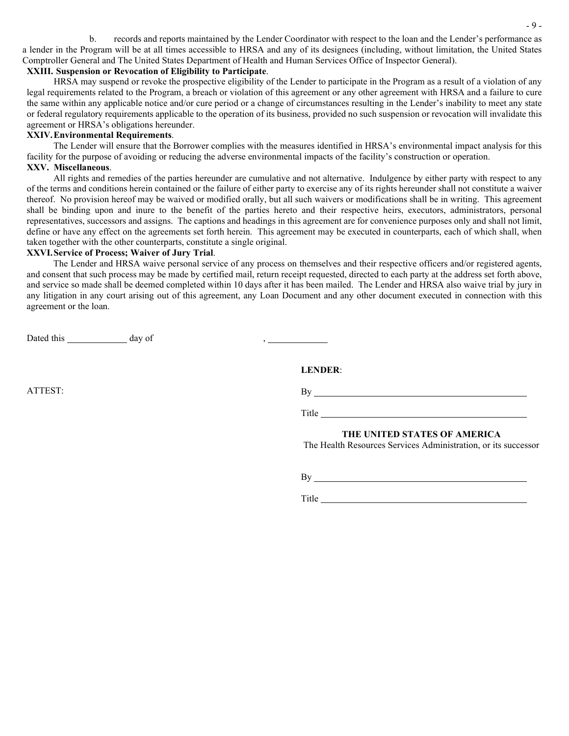b. records and reports maintained by the Lender Coordinator with respect to the loan and the Lender's performance as a lender in the Program will be at all times accessible to HRSA and any of its designees (including, without limitation, the United States Comptroller General and The United States Department of Health and Human Services Office of Inspector General).

**XXIII. Suspension or Revocation of Eligibility to Participate**.

HRSA may suspend or revoke the prospective eligibility of the Lender to participate in the Program as a result of a violation of any legal requirements related to the Program, a breach or violation of this agreement or any other agreement with HRSA and a failure to cure the same within any applicable notice and/or cure period or a change of circumstances resulting in the Lender's inability to meet any state or federal regulatory requirements applicable to the operation of its business, provided no such suspension or revocation will invalidate this agreement or HRSA's obligations hereunder.

**XXIV. Environmental Requirements**.

The Lender will ensure that the Borrower complies with the measures identified in HRSA's environmental impact analysis for this facility for the purpose of avoiding or reducing the adverse environmental impacts of the facility's construction or operation.

**XXV. Miscellaneous**.

All rights and remedies of the parties hereunder are cumulative and not alternative. Indulgence by either party with respect to any of the terms and conditions herein contained or the failure of either party to exercise any of its rights hereunder shall not constitute a waiver thereof. No provision hereof may be waived or modified orally, but all such waivers or modifications shall be in writing. This agreement shall be binding upon and inure to the benefit of the parties hereto and their respective heirs, executors, administrators, personal representatives, successors and assigns. The captions and headings in this agreement are for convenience purposes only and shall not limit, define or have any effect on the agreements set forth herein. This agreement may be executed in counterparts, each of which shall, when taken together with the other counterparts, constitute a single original.

**XXVI. Service of Process; Waiver of Jury Trial**.

The Lender and HRSA waive personal service of any process on themselves and their respective officers and/or registered agents, and consent that such process may be made by certified mail, return receipt requested, directed to each party at the address set forth above, and service so made shall be deemed completed within 10 days after it has been mailed. The Lender and HRSA also waive trial by jury in any litigation in any court arising out of this agreement, any Loan Document and any other document executed in connection with this agreement or the loan.

Dated this ____________ day of ____________________, ____________

**LENDER**:

ATTEST:

By ______________________________________________

Title ______________________________________________

**THE UNITED STATES OF AMERICA**
The Health Resources Services Administration, or its successor

By ______________________________________________

Title ______________________________________________